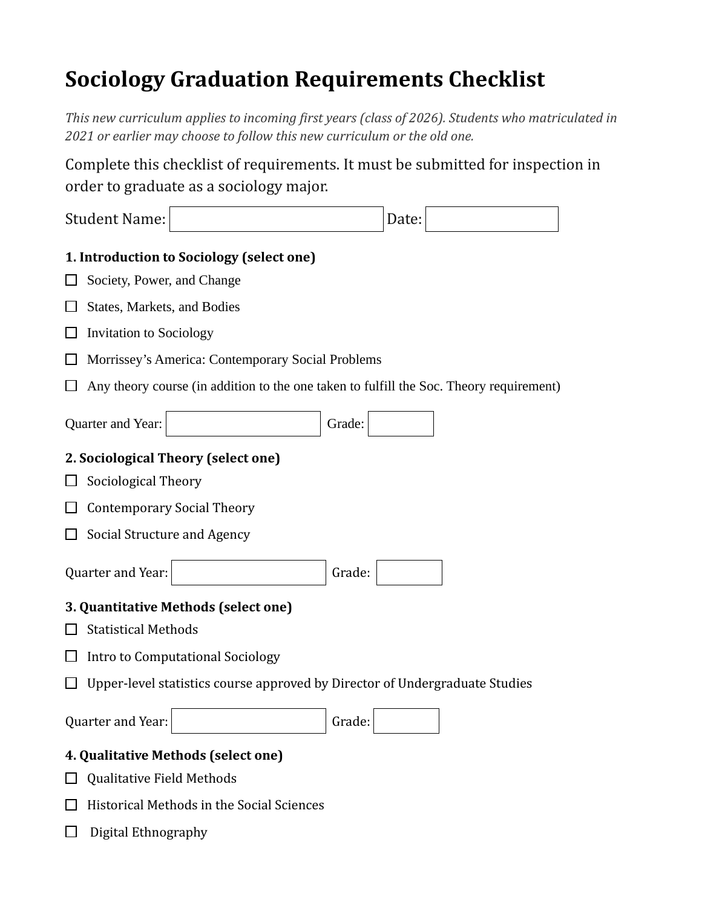# Sociology Graduation Requirements Checklist

*This new curriculum applies to incoming first years (class of 2026). Students who matriculated in 2021 or earlier may choose to follow this new curriculum or the old one.*

Complete this checklist of requirements. It must be submitted for inspection in order to graduate as a sociology major.

Student Name: ______________________ Date: ______________

**1. Introduction to Sociology (select one)**

- ☐ Society, Power, and Change
- ☐ States, Markets, and Bodies
- ☐ Invitation to Sociology
- ☐ Morrissey's America: Contemporary Social Problems
- ☐ Any theory course (in addition to the one taken to fulfill the Soc. Theory requirement)

Quarter and Year: ______________ Grade: ________

**2. Sociological Theory (select one)**

- ☐ Sociological Theory
- ☐ Contemporary Social Theory
- ☐ Social Structure and Agency

Quarter and Year: ______________ Grade: ________

**3. Quantitative Methods (select one)**

- ☐ Statistical Methods
- ☐ Intro to Computational Sociology
- ☐ Upper-level statistics course approved by Director of Undergraduate Studies

Quarter and Year: ______________ Grade: ________

**4. Qualitative Methods (select one)**

- ☐ Qualitative Field Methods
- ☐ Historical Methods in the Social Sciences
- ☐ Digital Ethnography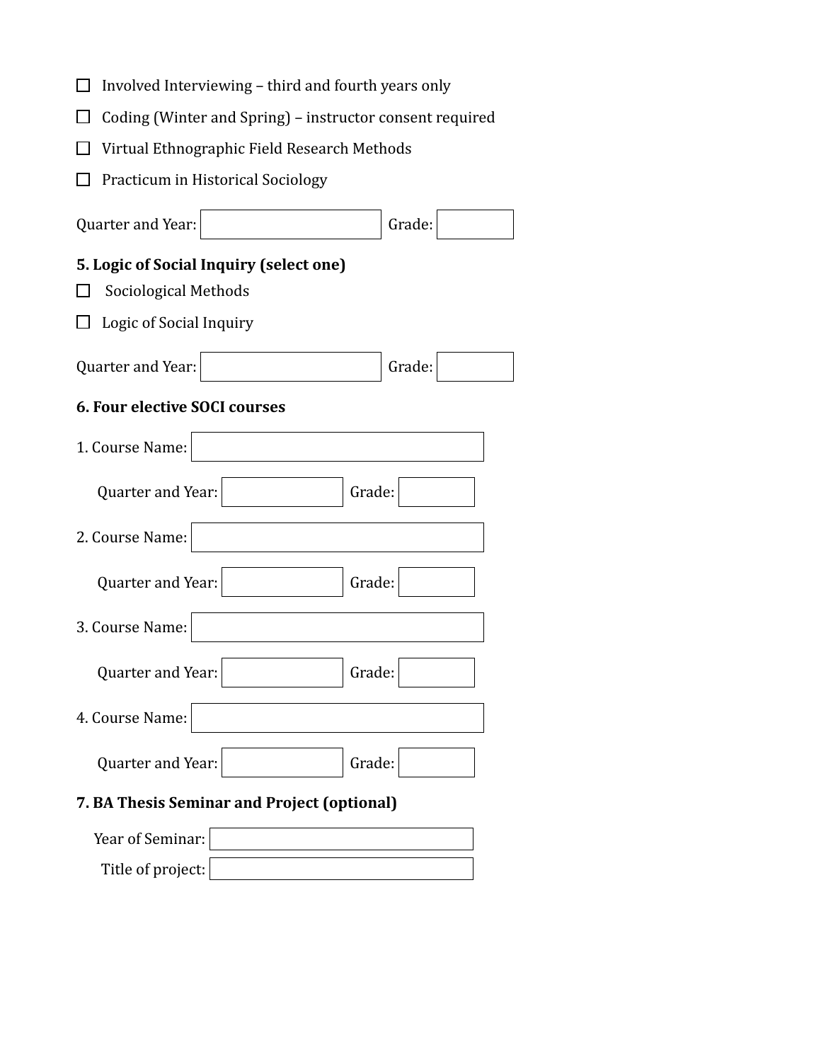- ☐ Involved Interviewing – third and fourth years only
- ☐ Coding (Winter and Spring) – instructor consent required
- ☐ Virtual Ethnographic Field Research Methods
- ☐ Practicum in Historical Sociology

Quarter and Year: \_\_\_\_\_\_\_\_ Grade: \_\_\_\_\_\_\_\_

**5. Logic of Social Inquiry (select one)**

- ☐ Sociological Methods
- ☐ Logic of Social Inquiry

Quarter and Year: \_\_\_\_\_\_\_\_ Grade: \_\_\_\_\_\_\_\_

**6. Four elective SOCI courses**

1. Course Name: \_\_\_\_\_\_\_\_

   Quarter and Year: \_\_\_\_\_\_\_\_ Grade: \_\_\_\_\_\_\_\_

2. Course Name: \_\_\_\_\_\_\_\_

   Quarter and Year: \_\_\_\_\_\_\_\_ Grade: \_\_\_\_\_\_\_\_

3. Course Name: \_\_\_\_\_\_\_\_

   Quarter and Year: \_\_\_\_\_\_\_\_ Grade: \_\_\_\_\_\_\_\_

4. Course Name: \_\_\_\_\_\_\_\_

   Quarter and Year: \_\_\_\_\_\_\_\_ Grade: \_\_\_\_\_\_\_\_

**7. BA Thesis Seminar and Project (optional)**

Year of Seminar: \_\_\_\_\_\_\_\_

Title of project: \_\_\_\_\_\_\_\_